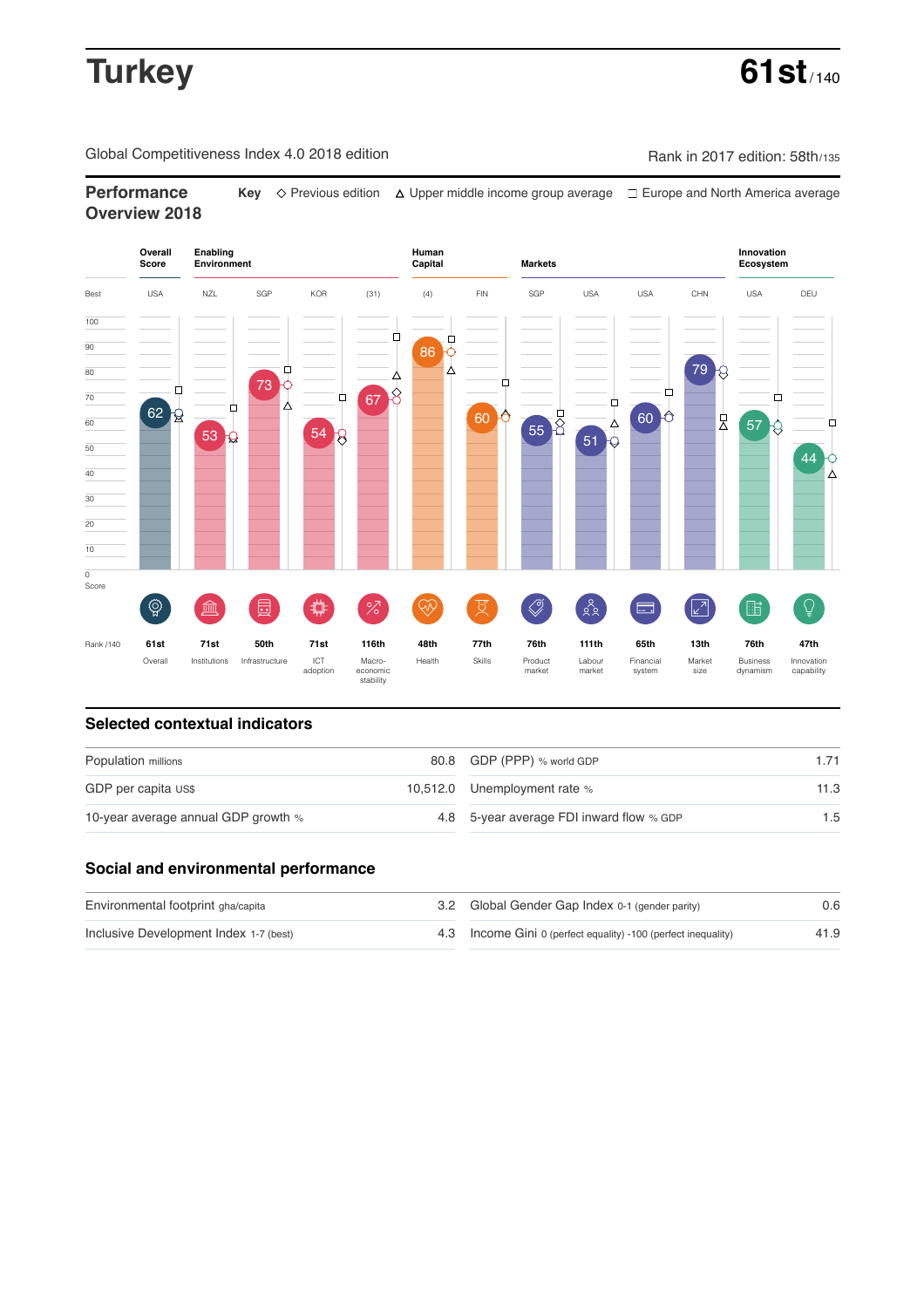# Turkey

**61st** / 140

Global Competitiveness Index 4.0 2018 edition

Rank in 2017 edition: 58th/135

## Performance Overview 2018

**Key** ◇ Previous edition △ Upper middle income group average □ Europe and North America average

| | Overall Score | Enabling Environment | | | | Human Capital | | Markets | | | | Innovation Ecosystem | |
|---|---|---|---|---|---|---|---|---|---|---|---|---|---|
| Best | USA | NZL | SGP | KOR | (31) | (4) | FIN | SGP | USA | USA | CHN | USA | DEU |
| Score | 62 | 53 | 73 | 54 | 67 | 86 | 60 | 55 | 51 | 60 | 79 | 57 | 44 |
| Rank /140 | 61st | 71st | 50th | 71st | 116th | 48th | 77th | 76th | 111th | 65th | 13th | 76th | 47th |
| | Overall | Institutions | Infrastructure | ICT adoption | Macro-economic stability | Health | Skills | Product market | Labour market | Financial system | Market size | Business dynamism | Innovation capability |

## Selected contextual indicators

| | | | |
|---|---|---|---|
| Population millions | 80.8 | GDP (PPP) % world GDP | 1.71 |
| GDP per capita US$ | 10,512.0 | Unemployment rate % | 11.3 |
| 10-year average annual GDP growth % | 4.8 | 5-year average FDI inward flow % GDP | 1.5 |

## Social and environmental performance

| | | | |
|---|---|---|---|
| Environmental footprint gha/capita | 3.2 | Global Gender Gap Index 0-1 (gender parity) | 0.6 |
| Inclusive Development Index 1-7 (best) | 4.3 | Income Gini 0 (perfect equality) -100 (perfect inequality) | 41.9 |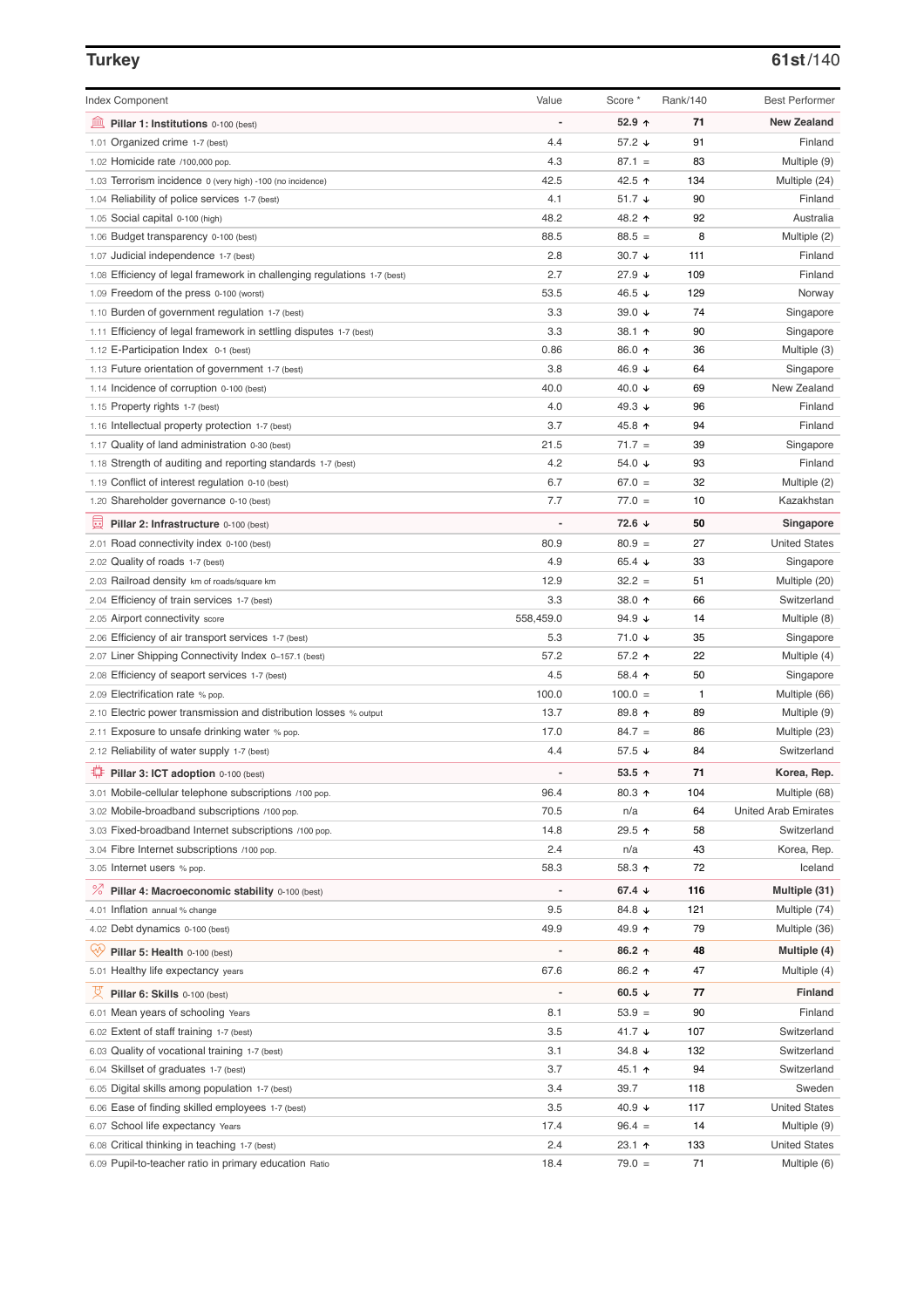## Turkey

**61st**/140

| Index Component | Value | Score * | Rank/140 | Best Performer |
|---|---|---|---|---|
| **Pillar 1: Institutions** 0-100 (best) | - | **52.9 ↑** | **71** | **New Zealand** |
| 1.01 Organized crime 1-7 (best) | 4.4 | 57.2 ↓ | 91 | Finland |
| 1.02 Homicide rate /100,000 pop. | 4.3 | 87.1 = | 83 | Multiple (9) |
| 1.03 Terrorism incidence 0 (very high) -100 (no incidence) | 42.5 | 42.5 ↑ | 134 | Multiple (24) |
| 1.04 Reliability of police services 1-7 (best) | 4.1 | 51.7 ↓ | 90 | Finland |
| 1.05 Social capital 0-100 (high) | 48.2 | 48.2 ↑ | 92 | Australia |
| 1.06 Budget transparency 0-100 (best) | 88.5 | 88.5 = | 8 | Multiple (2) |
| 1.07 Judicial independence 1-7 (best) | 2.8 | 30.7 ↓ | 111 | Finland |
| 1.08 Efficiency of legal framework in challenging regulations 1-7 (best) | 2.7 | 27.9 ↓ | 109 | Finland |
| 1.09 Freedom of the press 0-100 (worst) | 53.5 | 46.5 ↓ | 129 | Norway |
| 1.10 Burden of government regulation 1-7 (best) | 3.3 | 39.0 ↓ | 74 | Singapore |
| 1.11 Efficiency of legal framework in settling disputes 1-7 (best) | 3.3 | 38.1 ↑ | 90 | Singapore |
| 1.12 E-Participation Index 0-1 (best) | 0.86 | 86.0 ↑ | 36 | Multiple (3) |
| 1.13 Future orientation of government 1-7 (best) | 3.8 | 46.9 ↓ | 64 | Singapore |
| 1.14 Incidence of corruption 0-100 (best) | 40.0 | 40.0 ↓ | 69 | New Zealand |
| 1.15 Property rights 1-7 (best) | 4.0 | 49.3 ↓ | 96 | Finland |
| 1.16 Intellectual property protection 1-7 (best) | 3.7 | 45.8 ↑ | 94 | Finland |
| 1.17 Quality of land administration 0-30 (best) | 21.5 | 71.7 = | 39 | Singapore |
| 1.18 Strength of auditing and reporting standards 1-7 (best) | 4.2 | 54.0 ↓ | 93 | Finland |
| 1.19 Conflict of interest regulation 0-10 (best) | 6.7 | 67.0 = | 32 | Multiple (2) |
| 1.20 Shareholder governance 0-10 (best) | 7.7 | 77.0 = | 10 | Kazakhstan |
| **Pillar 2: Infrastructure** 0-100 (best) | - | **72.6 ↓** | **50** | **Singapore** |
| 2.01 Road connectivity index 0-100 (best) | 80.9 | 80.9 = | 27 | United States |
| 2.02 Quality of roads 1-7 (best) | 4.9 | 65.4 ↓ | 33 | Singapore |
| 2.03 Railroad density km of roads/square km | 12.9 | 32.2 = | 51 | Multiple (20) |
| 2.04 Efficiency of train services 1-7 (best) | 3.3 | 38.0 ↑ | 66 | Switzerland |
| 2.05 Airport connectivity score | 558,459.0 | 94.9 ↓ | 14 | Multiple (8) |
| 2.06 Efficiency of air transport services 1-7 (best) | 5.3 | 71.0 ↓ | 35 | Singapore |
| 2.07 Liner Shipping Connectivity Index 0–157.1 (best) | 57.2 | 57.2 ↑ | 22 | Multiple (4) |
| 2.08 Efficiency of seaport services 1-7 (best) | 4.5 | 58.4 ↑ | 50 | Singapore |
| 2.09 Electrification rate % pop. | 100.0 | 100.0 = | 1 | Multiple (66) |
| 2.10 Electric power transmission and distribution losses % output | 13.7 | 89.8 ↑ | 89 | Multiple (9) |
| 2.11 Exposure to unsafe drinking water % pop. | 17.0 | 84.7 = | 86 | Multiple (23) |
| 2.12 Reliability of water supply 1-7 (best) | 4.4 | 57.5 ↓ | 84 | Switzerland |
| **Pillar 3: ICT adoption** 0-100 (best) | - | **53.5 ↑** | **71** | **Korea, Rep.** |
| 3.01 Mobile-cellular telephone subscriptions /100 pop. | 96.4 | 80.3 ↑ | 104 | Multiple (68) |
| 3.02 Mobile-broadband subscriptions /100 pop. | 70.5 | n/a | 64 | United Arab Emirates |
| 3.03 Fixed-broadband Internet subscriptions /100 pop. | 14.8 | 29.5 ↑ | 58 | Switzerland |
| 3.04 Fibre Internet subscriptions /100 pop. | 2.4 | n/a | 43 | Korea, Rep. |
| 3.05 Internet users % pop. | 58.3 | 58.3 ↑ | 72 | Iceland |
| **Pillar 4: Macroeconomic stability** 0-100 (best) | - | **67.4 ↓** | **116** | **Multiple (31)** |
| 4.01 Inflation annual % change | 9.5 | 84.8 ↓ | 121 | Multiple (74) |
| 4.02 Debt dynamics 0-100 (best) | 49.9 | 49.9 ↑ | 79 | Multiple (36) |
| **Pillar 5: Health** 0-100 (best) | - | **86.2 ↑** | **48** | **Multiple (4)** |
| 5.01 Healthy life expectancy years | 67.6 | 86.2 ↑ | 47 | Multiple (4) |
| **Pillar 6: Skills** 0-100 (best) | - | **60.5 ↓** | **77** | **Finland** |
| 6.01 Mean years of schooling Years | 8.1 | 53.9 = | 90 | Finland |
| 6.02 Extent of staff training 1-7 (best) | 3.5 | 41.7 ↓ | 107 | Switzerland |
| 6.03 Quality of vocational training 1-7 (best) | 3.1 | 34.8 ↓ | 132 | Switzerland |
| 6.04 Skillset of graduates 1-7 (best) | 3.7 | 45.1 ↑ | 94 | Switzerland |
| 6.05 Digital skills among population 1-7 (best) | 3.4 | 39.7 | 118 | Sweden |
| 6.06 Ease of finding skilled employees 1-7 (best) | 3.5 | 40.9 ↓ | 117 | United States |
| 6.07 School life expectancy Years | 17.4 | 96.4 = | 14 | Multiple (9) |
| 6.08 Critical thinking in teaching 1-7 (best) | 2.4 | 23.1 ↑ | 133 | United States |
| 6.09 Pupil-to-teacher ratio in primary education Ratio | 18.4 | 79.0 = | 71 | Multiple (6) |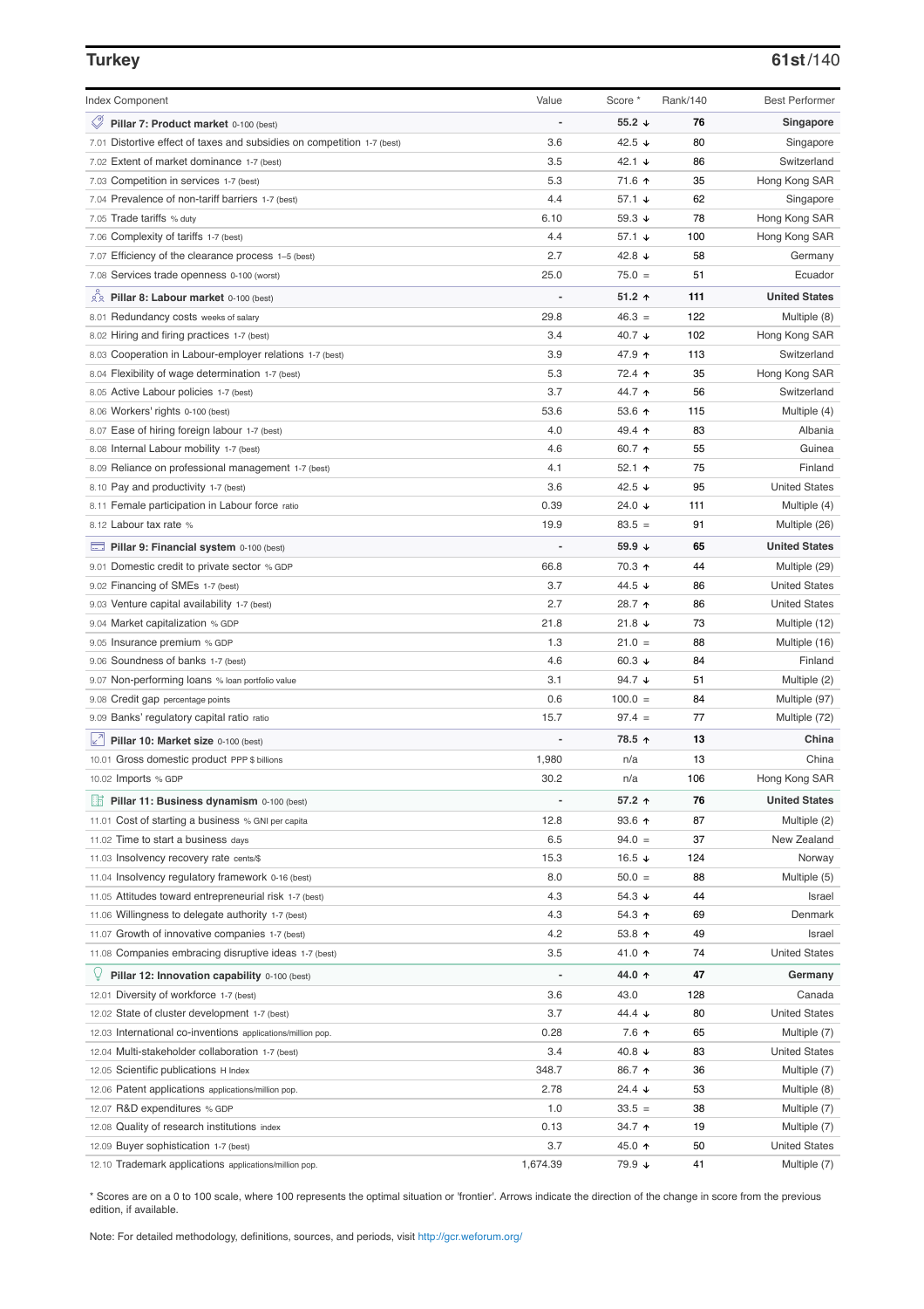## Turkey

**61st**/140

| Index Component | Value | Score * | Rank/140 | Best Performer |
|---|---|---|---|---|
| **Pillar 7: Product market** 0-100 (best) | - | **55.2 ↓** | **76** | **Singapore** |
| 7.01 Distortive effect of taxes and subsidies on competition 1-7 (best) | 3.6 | 42.5 ↓ | 80 | Singapore |
| 7.02 Extent of market dominance 1-7 (best) | 3.5 | 42.1 ↓ | 86 | Switzerland |
| 7.03 Competition in services 1-7 (best) | 5.3 | 71.6 ↑ | 35 | Hong Kong SAR |
| 7.04 Prevalence of non-tariff barriers 1-7 (best) | 4.4 | 57.1 ↓ | 62 | Singapore |
| 7.05 Trade tariffs % duty | 6.10 | 59.3 ↓ | 78 | Hong Kong SAR |
| 7.06 Complexity of tariffs 1-7 (best) | 4.4 | 57.1 ↓ | 100 | Hong Kong SAR |
| 7.07 Efficiency of the clearance process 1–5 (best) | 2.7 | 42.8 ↓ | 58 | Germany |
| 7.08 Services trade openness 0-100 (worst) | 25.0 | 75.0 = | 51 | Ecuador |
| **Pillar 8: Labour market** 0-100 (best) | - | **51.2 ↑** | **111** | **United States** |
| 8.01 Redundancy costs weeks of salary | 29.8 | 46.3 = | 122 | Multiple (8) |
| 8.02 Hiring and firing practices 1-7 (best) | 3.4 | 40.7 ↓ | 102 | Hong Kong SAR |
| 8.03 Cooperation in Labour-employer relations 1-7 (best) | 3.9 | 47.9 ↑ | 113 | Switzerland |
| 8.04 Flexibility of wage determination 1-7 (best) | 5.3 | 72.4 ↑ | 35 | Hong Kong SAR |
| 8.05 Active Labour policies 1-7 (best) | 3.7 | 44.7 ↑ | 56 | Switzerland |
| 8.06 Workers' rights 0-100 (best) | 53.6 | 53.6 ↑ | 115 | Multiple (4) |
| 8.07 Ease of hiring foreign labour 1-7 (best) | 4.0 | 49.4 ↑ | 83 | Albania |
| 8.08 Internal Labour mobility 1-7 (best) | 4.6 | 60.7 ↑ | 55 | Guinea |
| 8.09 Reliance on professional management 1-7 (best) | 4.1 | 52.1 ↑ | 75 | Finland |
| 8.10 Pay and productivity 1-7 (best) | 3.6 | 42.5 ↓ | 95 | United States |
| 8.11 Female participation in Labour force ratio | 0.39 | 24.0 ↓ | 111 | Multiple (4) |
| 8.12 Labour tax rate % | 19.9 | 83.5 = | 91 | Multiple (26) |
| **Pillar 9: Financial system** 0-100 (best) | - | **59.9 ↓** | **65** | **United States** |
| 9.01 Domestic credit to private sector % GDP | 66.8 | 70.3 ↑ | 44 | Multiple (29) |
| 9.02 Financing of SMEs 1-7 (best) | 3.7 | 44.5 ↓ | 86 | United States |
| 9.03 Venture capital availability 1-7 (best) | 2.7 | 28.7 ↑ | 86 | United States |
| 9.04 Market capitalization % GDP | 21.8 | 21.8 ↓ | 73 | Multiple (12) |
| 9.05 Insurance premium % GDP | 1.3 | 21.0 = | 88 | Multiple (16) |
| 9.06 Soundness of banks 1-7 (best) | 4.6 | 60.3 ↓ | 84 | Finland |
| 9.07 Non-performing loans % loan portfolio value | 3.1 | 94.7 ↓ | 51 | Multiple (2) |
| 9.08 Credit gap percentage points | 0.6 | 100.0 = | 84 | Multiple (97) |
| 9.09 Banks' regulatory capital ratio ratio | 15.7 | 97.4 = | 77 | Multiple (72) |
| **Pillar 10: Market size** 0-100 (best) | - | **78.5 ↑** | **13** | **China** |
| 10.01 Gross domestic product PPP $ billions | 1,980 | n/a | 13 | China |
| 10.02 Imports % GDP | 30.2 | n/a | 106 | Hong Kong SAR |
| **Pillar 11: Business dynamism** 0-100 (best) | - | **57.2 ↑** | **76** | **United States** |
| 11.01 Cost of starting a business % GNI per capita | 12.8 | 93.6 ↑ | 87 | Multiple (2) |
| 11.02 Time to start a business days | 6.5 | 94.0 = | 37 | New Zealand |
| 11.03 Insolvency recovery rate cents/$ | 15.3 | 16.5 ↓ | 124 | Norway |
| 11.04 Insolvency regulatory framework 0-16 (best) | 8.0 | 50.0 = | 88 | Multiple (5) |
| 11.05 Attitudes toward entrepreneurial risk 1-7 (best) | 4.3 | 54.3 ↓ | 44 | Israel |
| 11.06 Willingness to delegate authority 1-7 (best) | 4.3 | 54.3 ↑ | 69 | Denmark |
| 11.07 Growth of innovative companies 1-7 (best) | 4.2 | 53.8 ↑ | 49 | Israel |
| 11.08 Companies embracing disruptive ideas 1-7 (best) | 3.5 | 41.0 ↑ | 74 | United States |
| **Pillar 12: Innovation capability** 0-100 (best) | - | **44.0 ↑** | **47** | **Germany** |
| 12.01 Diversity of workforce 1-7 (best) | 3.6 | 43.0 | 128 | Canada |
| 12.02 State of cluster development 1-7 (best) | 3.7 | 44.4 ↓ | 80 | United States |
| 12.03 International co-inventions applications/million pop. | 0.28 | 7.6 ↑ | 65 | Multiple (7) |
| 12.04 Multi-stakeholder collaboration 1-7 (best) | 3.4 | 40.8 ↓ | 83 | United States |
| 12.05 Scientific publications H Index | 348.7 | 86.7 ↑ | 36 | Multiple (7) |
| 12.06 Patent applications applications/million pop. | 2.78 | 24.4 ↓ | 53 | Multiple (8) |
| 12.07 R&D expenditures % GDP | 1.0 | 33.5 = | 38 | Multiple (7) |
| 12.08 Quality of research institutions index | 0.13 | 34.7 ↑ | 19 | Multiple (7) |
| 12.09 Buyer sophistication 1-7 (best) | 3.7 | 45.0 ↑ | 50 | United States |
| 12.10 Trademark applications applications/million pop. | 1,674.39 | 79.9 ↓ | 41 | Multiple (7) |

* Scores are on a 0 to 100 scale, where 100 represents the optimal situation or 'frontier'. Arrows indicate the direction of the change in score from the previous edition, if available.

Note: For detailed methodology, definitions, sources, and periods, visit http://gcr.weforum.org/